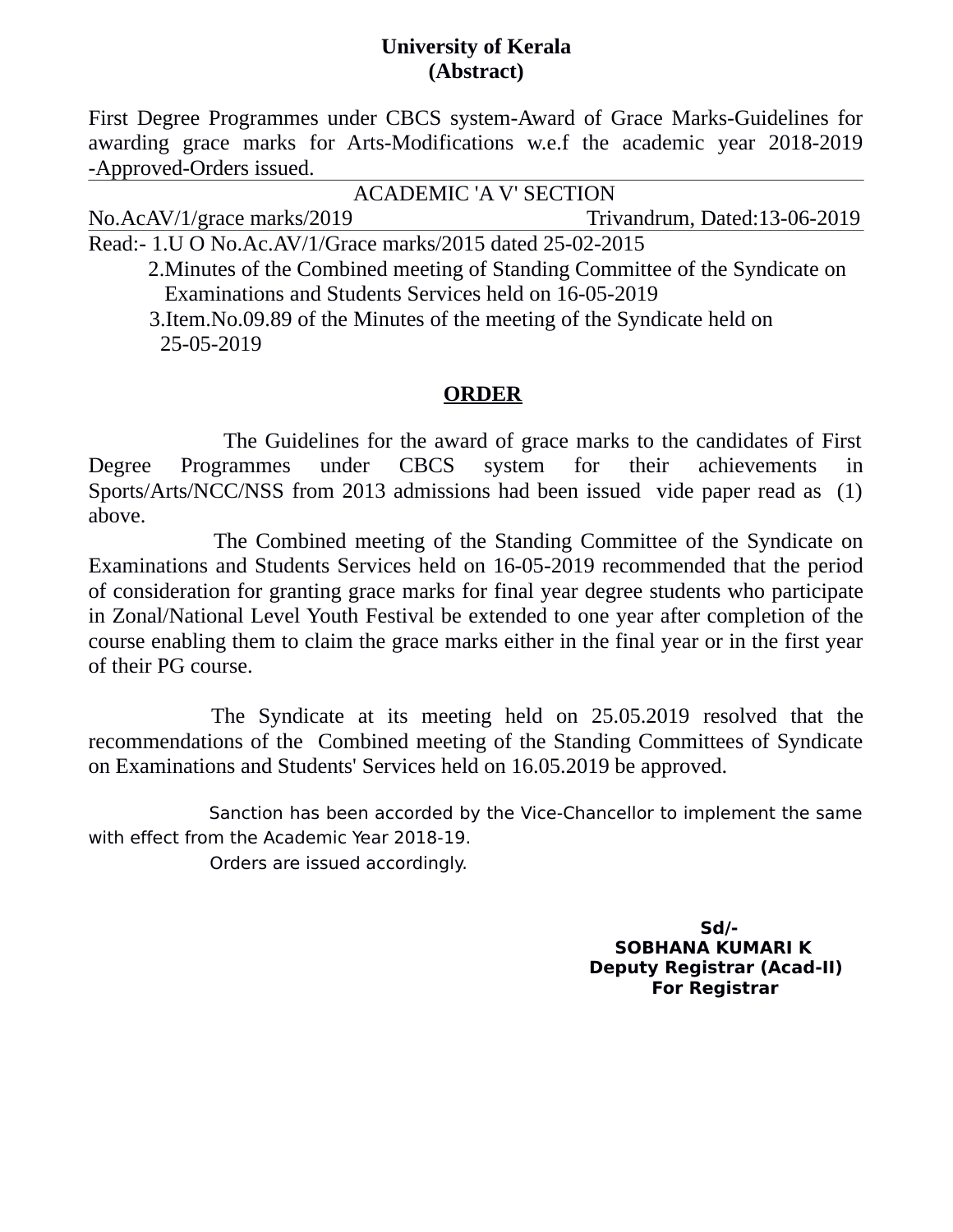**University of Kerala**
**(Abstract)**

First Degree Programmes under CBCS system-Award of Grace Marks-Guidelines for awarding grace marks for Arts-Modifications w.e.f the academic year 2018-2019 -Approved-Orders issued.

---

ACADEMIC 'A V' SECTION

No.AcAV/1/grace marks/2019 Trivandrum, Dated:13-06-2019

---

Read:- 1.U O No.Ac.AV/1/Grace marks/2015 dated 25-02-2015

2.Minutes of the Combined meeting of Standing Committee of the Syndicate on Examinations and Students Services held on 16-05-2019

3.Item.No.09.89 of the Minutes of the meeting of the Syndicate held on 25-05-2019

**ORDER**

The Guidelines for the award of grace marks to the candidates of First Degree Programmes under CBCS system for their achievements in Sports/Arts/NCC/NSS from 2013 admissions had been issued vide paper read as (1) above.

The Combined meeting of the Standing Committee of the Syndicate on Examinations and Students Services held on 16-05-2019 recommended that the period of consideration for granting grace marks for final year degree students who participate in Zonal/National Level Youth Festival be extended to one year after completion of the course enabling them to claim the grace marks either in the final year or in the first year of their PG course.

The Syndicate at its meeting held on 25.05.2019 resolved that the recommendations of the Combined meeting of the Standing Committees of Syndicate on Examinations and Students' Services held on 16.05.2019 be approved.

Sanction has been accorded by the Vice-Chancellor to implement the same with effect from the Academic Year 2018-19.

Orders are issued accordingly.

**Sd/-**
**SOBHANA KUMARI K**
**Deputy Registrar (Acad-II)**
**For Registrar**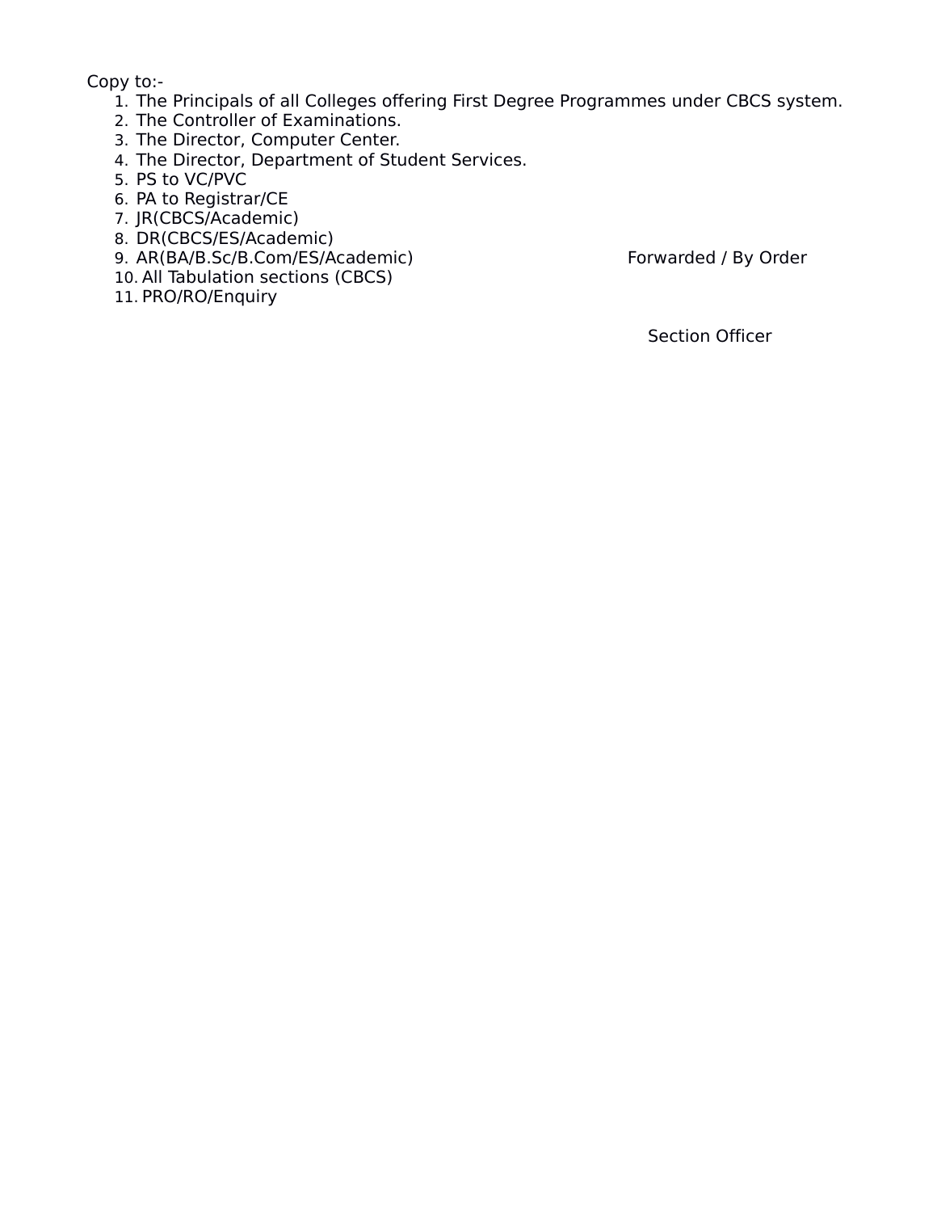Copy to:-

1. The Principals of all Colleges offering First Degree Programmes under CBCS system.
2. The Controller of Examinations.
3. The Director, Computer Center.
4. The Director, Department of Student Services.
5. PS to VC/PVC
6. PA to Registrar/CE
7. JR(CBCS/Academic)
8. DR(CBCS/ES/Academic)
9. AR(BA/B.Sc/B.Com/ES/Academic)
10. All Tabulation sections (CBCS)
11. PRO/RO/Enquiry

Forwarded / By Order

Section Officer